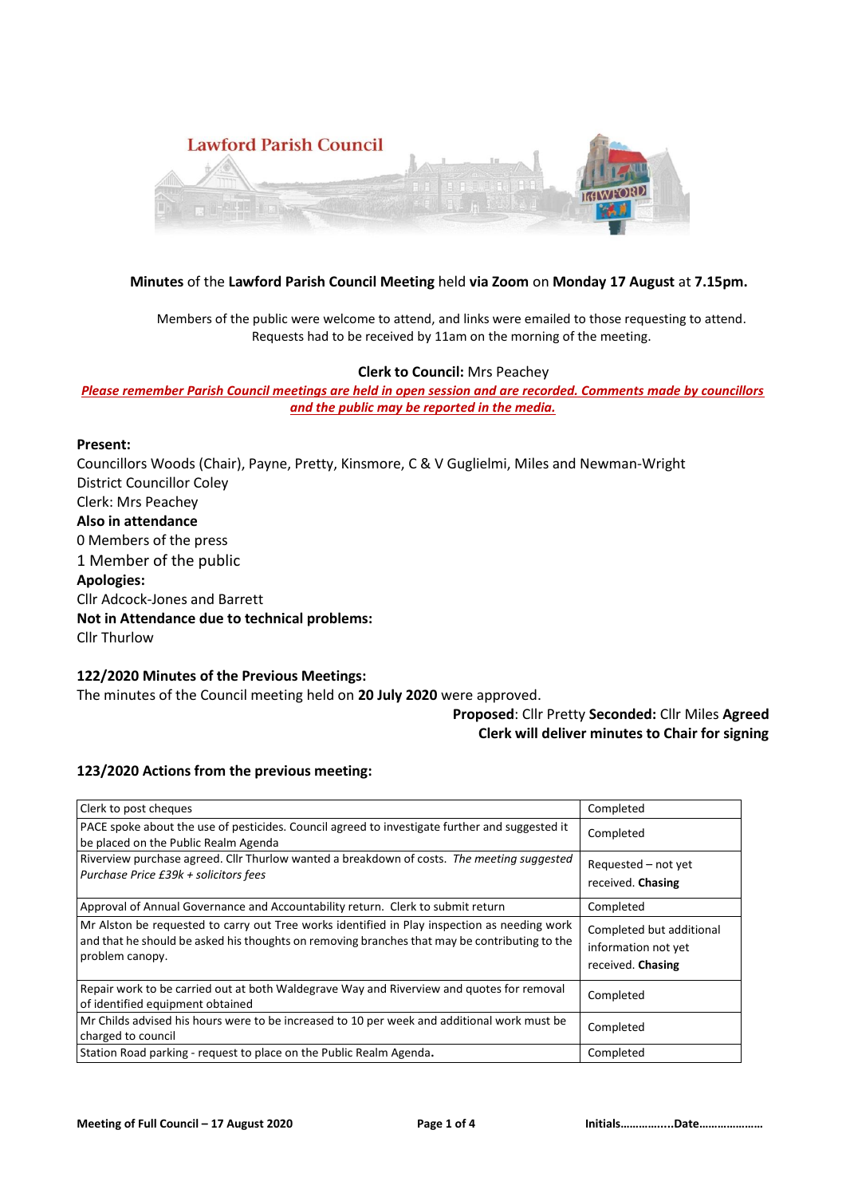Lawford Parish Council

**Minutes** of the **Lawford Parish Council Meeting** held **via Zoom** on **Monday 17 August** at **7.15pm.**

Members of the public were welcome to attend, and links were emailed to those requesting to attend. Requests had to be received by 11am on the morning of the meeting.

**Clerk to Council:** Mrs Peachey

***Please remember Parish Council meetings are held in open session and are recorded. Comments made by councillors and the public may be reported in the media.***

**Present:**
Councillors Woods (Chair), Payne, Pretty, Kinsmore, C & V Guglielmi, Miles and Newman-Wright
District Councillor Coley
Clerk: Mrs Peachey
**Also in attendance**
0 Members of the press
1 Member of the public
**Apologies:**
Cllr Adcock-Jones and Barrett
**Not in Attendance due to technical problems:**
Cllr Thurlow

### 122/2020 Minutes of the Previous Meetings:

The minutes of the Council meeting held on **20 July 2020** were approved.

**Proposed**: Cllr Pretty **Seconded:** Cllr Miles **Agreed**
**Clerk will deliver minutes to Chair for signing**

### 123/2020 Actions from the previous meeting:

| | |
|---|---|
| Clerk to post cheques | Completed |
| PACE spoke about the use of pesticides. Council agreed to investigate further and suggested it be placed on the Public Realm Agenda | Completed |
| Riverview purchase agreed. Cllr Thurlow wanted a breakdown of costs. *The meeting suggested Purchase Price £39k + solicitors fees* | Requested – not yet received. **Chasing** |
| Approval of Annual Governance and Accountability return. Clerk to submit return | Completed |
| Mr Alston be requested to carry out Tree works identified in Play inspection as needing work and that he should be asked his thoughts on removing branches that may be contributing to the problem canopy. | Completed but additional information not yet received. **Chasing** |
| Repair work to be carried out at both Waldegrave Way and Riverview and quotes for removal of identified equipment obtained | Completed |
| Mr Childs advised his hours were to be increased to 10 per week and additional work must be charged to council | Completed |
| Station Road parking - request to place on the Public Realm Agenda**.** | Completed |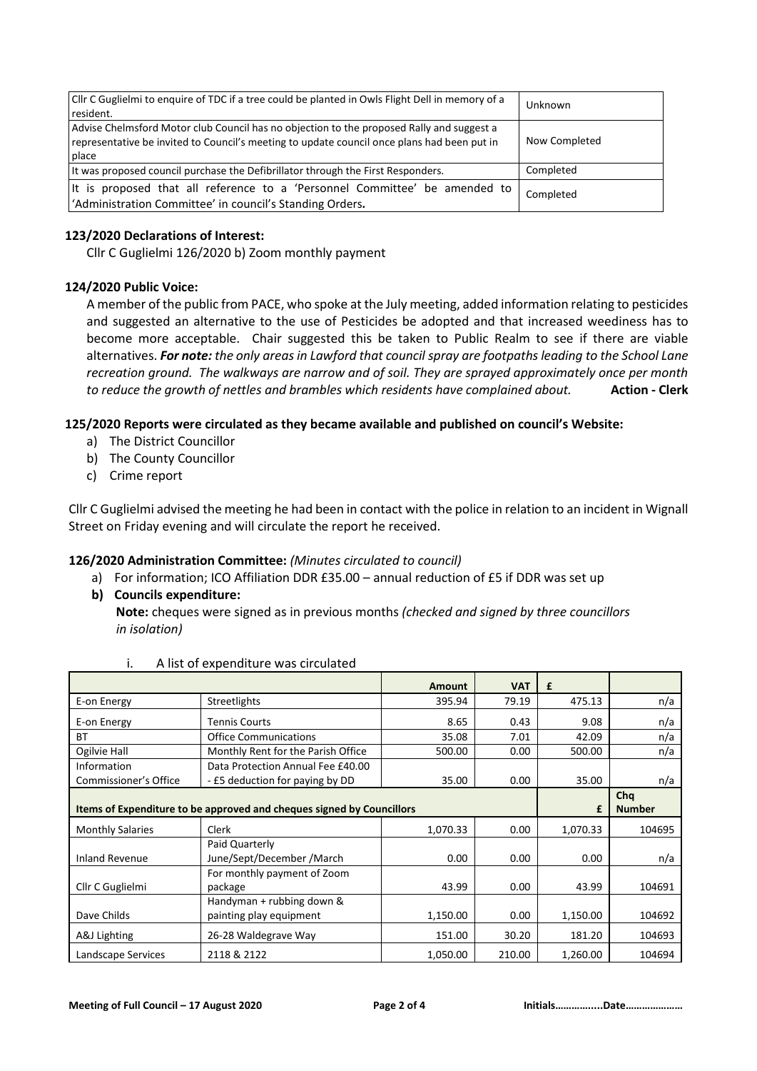| | |
|---|---|
| Cllr C Guglielmi to enquire of TDC if a tree could be planted in Owls Flight Dell in memory of a resident. | Unknown |
| Advise Chelmsford Motor club Council has no objection to the proposed Rally and suggest a representative be invited to Council's meeting to update council once plans had been put in place | Now Completed |
| It was proposed council purchase the Defibrillator through the First Responders. | Completed |
| It is proposed that all reference to a 'Personnel Committee' be amended to 'Administration Committee' in council's Standing Orders**.** | Completed |

**123/2020 Declarations of Interest:**

Cllr C Guglielmi 126/2020 b) Zoom monthly payment

**124/2020 Public Voice:**

A member of the public from PACE, who spoke at the July meeting, added information relating to pesticides and suggested an alternative to the use of Pesticides be adopted and that increased weediness has to become more acceptable. Chair suggested this be taken to Public Realm to see if there are viable alternatives. ***For note:*** *the only areas in Lawford that council spray are footpaths leading to the School Lane recreation ground. The walkways are narrow and of soil. They are sprayed approximately once per month to reduce the growth of nettles and brambles which residents have complained about.* **Action - Clerk**

**125/2020 Reports were circulated as they became available and published on council's Website:**

a) The District Councillor
b) The County Councillor
c) Crime report

Cllr C Guglielmi advised the meeting he had been in contact with the police in relation to an incident in Wignall Street on Friday evening and will circulate the report he received.

**126/2020 Administration Committee:** *(Minutes circulated to council)*

a) For information; ICO Affiliation DDR £35.00 – annual reduction of £5 if DDR was set up

**b) Councils expenditure:**

**Note:** cheques were signed as in previous months *(checked and signed by three councillors in isolation)*

i. A list of expenditure was circulated

| | | **Amount** | **VAT** | **£** | |
|---|---|---|---|---|---|
| E-on Energy | Streetlights | 395.94 | 79.19 | 475.13 | n/a |
| E-on Energy | Tennis Courts | 8.65 | 0.43 | 9.08 | n/a |
| BT | Office Communications | 35.08 | 7.01 | 42.09 | n/a |
| Ogilvie Hall | Monthly Rent for the Parish Office | 500.00 | 0.00 | 500.00 | n/a |
| Information Commissioner's Office | Data Protection Annual Fee £40.00 - £5 deduction for paying by DD | 35.00 | 0.00 | 35.00 | n/a |
| **Items of Expenditure to be approved and cheques signed by Councillors** | | | | **£** | **Chq Number** |
| Monthly Salaries | Clerk | 1,070.33 | 0.00 | 1,070.33 | 104695 |
| Inland Revenue | Paid Quarterly June/Sept/December /March | 0.00 | 0.00 | 0.00 | n/a |
| Cllr C Guglielmi | For monthly payment of Zoom package | 43.99 | 0.00 | 43.99 | 104691 |
| Dave Childs | Handyman + rubbing down & painting play equipment | 1,150.00 | 0.00 | 1,150.00 | 104692 |
| A&J Lighting | 26-28 Waldegrave Way | 151.00 | 30.20 | 181.20 | 104693 |
| Landscape Services | 2118 & 2122 | 1,050.00 | 210.00 | 1,260.00 | 104694 |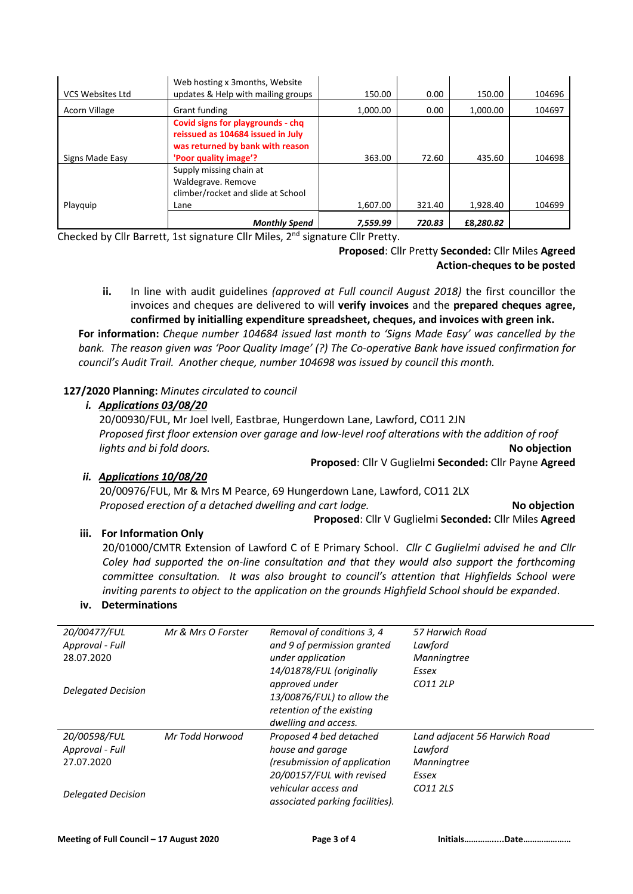| | | | | | |
|---|---|---|---|---|---|
| VCS Websites Ltd | Web hosting x 3months, Website updates & Help with mailing groups | 150.00 | 0.00 | 150.00 | 104696 |
| Acorn Village | Grant funding | 1,000.00 | 0.00 | 1,000.00 | 104697 |
| Signs Made Easy | **Covid signs for playgrounds - chq reissued as 104684 issued in July was returned by bank with reason 'Poor quality image'?** | 363.00 | 72.60 | 435.60 | 104698 |
| Playquip | Supply missing chain at Waldegrave. Remove climber/rocket and slide at School Lane | 1,607.00 | 321.40 | 1,928.40 | 104699 |
| | ***Monthly Spend*** | ***7,559.99*** | ***720.83*** | ***£8,280.82*** | |

Checked by Cllr Barrett, 1st signature Cllr Miles, 2nd signature Cllr Pretty.

**Proposed**: Cllr Pretty **Seconded:** Cllr Miles **Agreed**
**Action-cheques to be posted**

**ii.** In line with audit guidelines *(approved at Full council August 2018)* the first councillor the invoices and cheques are delivered to will **verify invoices** and the **prepared cheques agree, confirmed by initialling expenditure spreadsheet, cheques, and invoices with green ink.**

**For information:** *Cheque number 104684 issued last month to 'Signs Made Easy' was cancelled by the bank. The reason given was 'Poor Quality Image' (?) The Co-operative Bank have issued confirmation for council's Audit Trail. Another cheque, number 104698 was issued by council this month.*

**127/2020 Planning:** *Minutes circulated to council*

***i. Applications 03/08/20***

20/00930/FUL, Mr Joel Ivell, Eastbrae, Hungerdown Lane, Lawford, CO11 2JN
*Proposed first floor extension over garage and low-level roof alterations with the addition of roof lights and bi fold doors.* **No objection**

**Proposed**: Cllr V Guglielmi **Seconded:** Cllr Payne **Agreed**

***ii. Applications 10/08/20***

20/00976/FUL, Mr & Mrs M Pearce, 69 Hungerdown Lane, Lawford, CO11 2LX
*Proposed erection of a detached dwelling and cart lodge.* **No objection**

**Proposed**: Cllr V Guglielmi **Seconded:** Cllr Miles **Agreed**

**iii. For Information Only**

20/01000/CMTR Extension of Lawford C of E Primary School. *Cllr C Guglielmi advised he and Cllr Coley had supported the on-line consultation and that they would also support the forthcoming committee consultation. It was also brought to council's attention that Highfields School were inviting parents to object to the application on the grounds Highfield School should be expanded*.

**iv. Determinations**

| | | | |
|---|---|---|---|
| *20/00477/FUL*<br>*Approval - Full*<br>28.07.2020<br><br>*Delegated Decision* | *Mr & Mrs O Forster* | *Removal of conditions 3, 4 and 9 of permission granted under application 14/01878/FUL (originally approved under 13/00876/FUL) to allow the retention of the existing dwelling and access.* | *57 Harwich Road*<br>*Lawford*<br>*Manningtree*<br>*Essex*<br>*CO11 2LP* |
| *20/00598/FUL*<br>*Approval - Full*<br>27.07.2020<br><br>*Delegated Decision* | *Mr Todd Horwood* | *Proposed 4 bed detached house and garage (resubmission of application 20/00157/FUL with revised vehicular access and associated parking facilities).* | *Land adjacent 56 Harwich Road*<br>*Lawford*<br>*Manningtree*<br>*Essex*<br>*CO11 2LS* |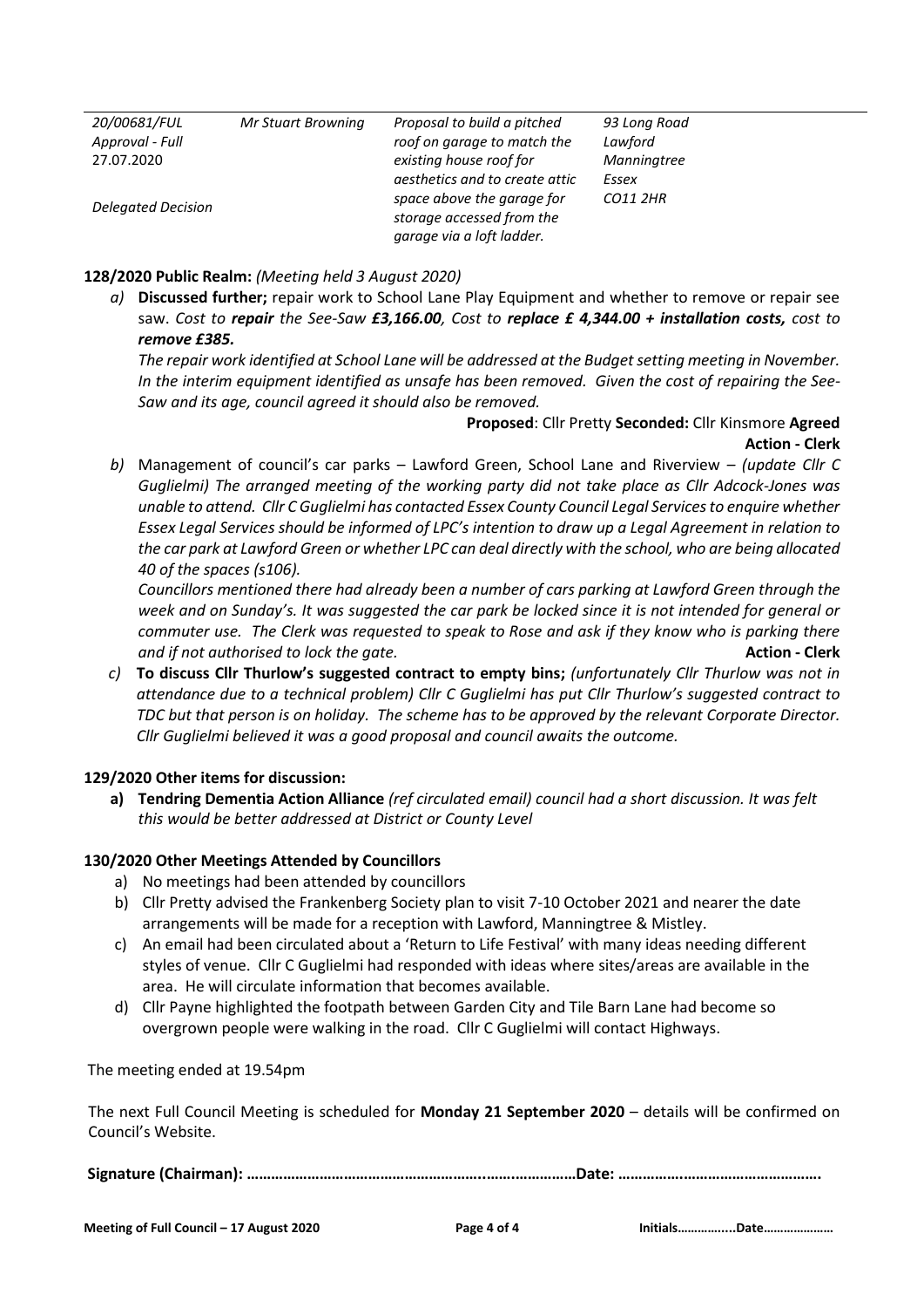| | | | |
|---|---|---|---|
| *20/00681/FUL* *Approval - Full* 27.07.2020 *Delegated Decision* | *Mr Stuart Browning* | *Proposal to build a pitched roof on garage to match the existing house roof for aesthetics and to create attic space above the garage for storage accessed from the garage via a loft ladder.* | *93 Long Road Lawford Manningtree Essex CO11 2HR* |

**128/2020 Public Realm:** *(Meeting held 3 August 2020)*

*a)* **Discussed further;** repair work to School Lane Play Equipment and whether to remove or repair see saw. *Cost to* ***repair*** *the See-Saw* ***£3,166.00****, Cost to* ***replace £ 4,344.00 + installation costs,*** *cost to* ***remove £385.***

   *The repair work identified at School Lane will be addressed at the Budget setting meeting in November. In the interim equipment identified as unsafe has been removed. Given the cost of repairing the See-Saw and its age, council agreed it should also be removed.*

   **Proposed**: Cllr Pretty **Seconded:** Cllr Kinsmore **Agreed**

   **Action - Clerk**

*b)* Management of council's car parks – Lawford Green, School Lane and Riverview – *(update Cllr C Guglielmi) The arranged meeting of the working party did not take place as Cllr Adcock-Jones was unable to attend. Cllr C Guglielmi has contacted Essex County Council Legal Services to enquire whether Essex Legal Services should be informed of LPC's intention to draw up a Legal Agreement in relation to the car park at Lawford Green or whether LPC can deal directly with the school, who are being allocated 40 of the spaces (s106).*

   *Councillors mentioned there had already been a number of cars parking at Lawford Green through the week and on Sunday's. It was suggested the car park be locked since it is not intended for general or commuter use. The Clerk was requested to speak to Rose and ask if they know who is parking there and if not authorised to lock the gate.* **Action - Clerk**

*c)* **To discuss Cllr Thurlow's suggested contract to empty bins;** *(unfortunately Cllr Thurlow was not in attendance due to a technical problem) Cllr C Guglielmi has put Cllr Thurlow's suggested contract to TDC but that person is on holiday. The scheme has to be approved by the relevant Corporate Director. Cllr Guglielmi believed it was a good proposal and council awaits the outcome.*

**129/2020 Other items for discussion:**

**a) Tendring Dementia Action Alliance** *(ref circulated email) council had a short discussion. It was felt this would be better addressed at District or County Level*

**130/2020 Other Meetings Attended by Councillors**

a) No meetings had been attended by councillors
b) Cllr Pretty advised the Frankenberg Society plan to visit 7-10 October 2021 and nearer the date arrangements will be made for a reception with Lawford, Manningtree & Mistley.
c) An email had been circulated about a 'Return to Life Festival' with many ideas needing different styles of venue. Cllr C Guglielmi had responded with ideas where sites/areas are available in the area. He will circulate information that becomes available.
d) Cllr Payne highlighted the footpath between Garden City and Tile Barn Lane had become so overgrown people were walking in the road. Cllr C Guglielmi will contact Highways.

The meeting ended at 19.54pm

The next Full Council Meeting is scheduled for **Monday 21 September 2020** – details will be confirmed on Council's Website.

**Signature (Chairman): ……………………………………………….…….……………Date: ………….……………………………….**